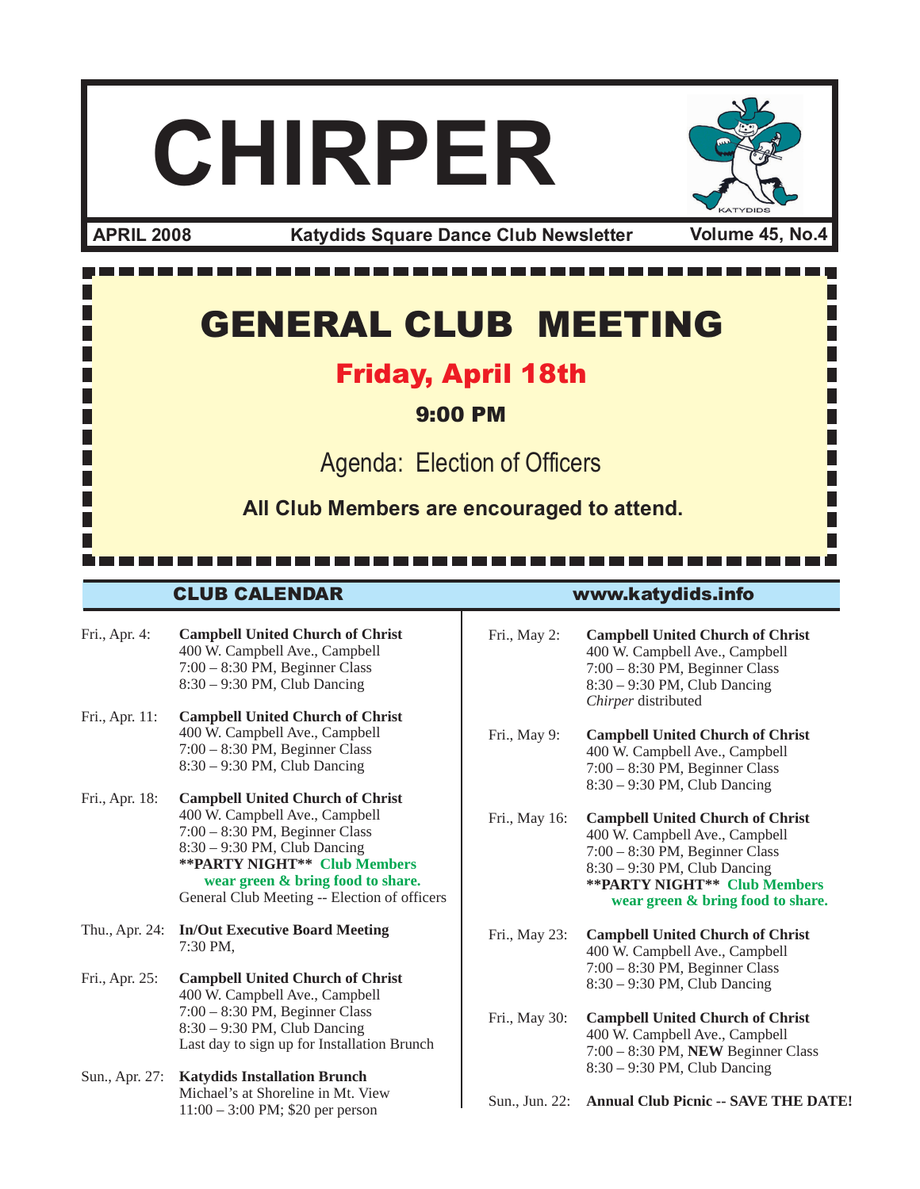# CHIRPER

**APRIL 2008** | **Katydids Square Dance Club Newsletter** | **Volume 45, No.4**

## GENERAL CLUB MEETING

### Friday, April 18th

**9:00 PM**

Agenda: Election of Officers

**All Club Members are encouraged to attend.**

## CLUB CALENDAR

www.katydids.info

Fri., Apr. 4: **Campbell United Church of Christ**
400 W. Campbell Ave., Campbell
7:00 – 8:30 PM, Beginner Class
8:30 – 9:30 PM, Club Dancing

Fri., Apr. 11: **Campbell United Church of Christ**
400 W. Campbell Ave., Campbell
7:00 – 8:30 PM, Beginner Class
8:30 – 9:30 PM, Club Dancing

Fri., Apr. 18: **Campbell United Church of Christ**
400 W. Campbell Ave., Campbell
7:00 – 8:30 PM, Beginner Class
8:30 – 9:30 PM, Club Dancing
**\*\*PARTY NIGHT\*\* Club Members wear green & bring food to share.**
General Club Meeting -- Election of officers

Thu., Apr. 24: **In/Out Executive Board Meeting**
7:30 PM,

Fri., Apr. 25: **Campbell United Church of Christ**
400 W. Campbell Ave., Campbell
7:00 – 8:30 PM, Beginner Class
8:30 – 9:30 PM, Club Dancing
Last day to sign up for Installation Brunch

Sun., Apr. 27: **Katydids Installation Brunch**
Michael's at Shoreline in Mt. View
11:00 – 3:00 PM; $20 per person

Fri., May 2: **Campbell United Church of Christ**
400 W. Campbell Ave., Campbell
7:00 – 8:30 PM, Beginner Class
8:30 – 9:30 PM, Club Dancing
*Chirper* distributed

Fri., May 9: **Campbell United Church of Christ**
400 W. Campbell Ave., Campbell
7:00 – 8:30 PM, Beginner Class
8:30 – 9:30 PM, Club Dancing

Fri., May 16: **Campbell United Church of Christ**
400 W. Campbell Ave., Campbell
7:00 – 8:30 PM, Beginner Class
8:30 – 9:30 PM, Club Dancing
**\*\*PARTY NIGHT\*\* Club Members wear green & bring food to share.**

Fri., May 23: **Campbell United Church of Christ**
400 W. Campbell Ave., Campbell
7:00 – 8:30 PM, Beginner Class
8:30 – 9:30 PM, Club Dancing

Fri., May 30: **Campbell United Church of Christ**
400 W. Campbell Ave., Campbell
7:00 – 8:30 PM, **NEW** Beginner Class
8:30 – 9:30 PM, Club Dancing

Sun., Jun. 22: **Annual Club Picnic -- SAVE THE DATE!**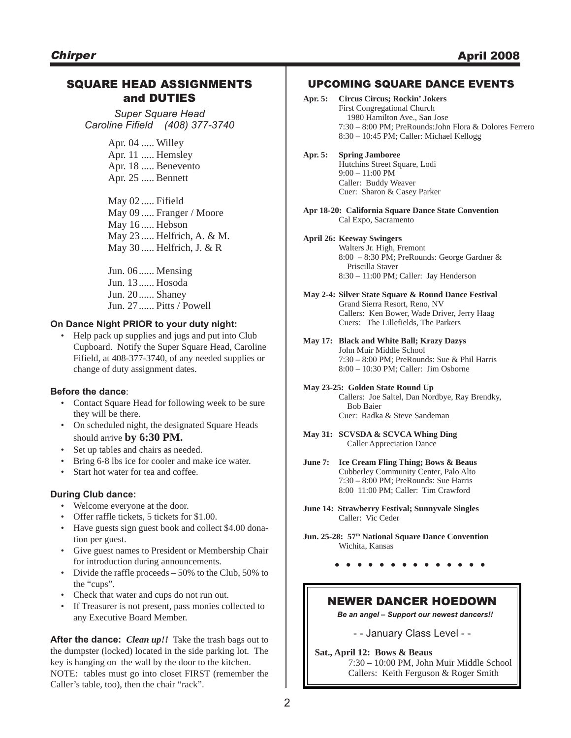## SQUARE HEAD ASSIGNMENTS and DUTIES

*Super Square Head*
*Caroline Fifield (408) 377-3740*

Apr. 04 ..... Willey
Apr. 11 ..... Hemsley
Apr. 18 ..... Benevento
Apr. 25 ..... Bennett

May 02 ..... Fifield
May 09 ..... Franger / Moore
May 16 ..... Hebson
May 23 ..... Helfrich, A. & M.
May 30 ..... Helfrich, J. & R

Jun. 06 ...... Mensing
Jun. 13 ...... Hosoda
Jun. 20 ...... Shaney
Jun. 27 ...... Pitts / Powell

**On Dance Night PRIOR to your duty night:**

- Help pack up supplies and jugs and put into Club Cupboard. Notify the Super Square Head, Caroline Fifield, at 408-377-3740, of any needed supplies or change of duty assignment dates.

**Before the dance**:

- Contact Square Head for following week to be sure they will be there.
- On scheduled night, the designated Square Heads should arrive **by 6:30 PM.**
- Set up tables and chairs as needed.
- Bring 6-8 lbs ice for cooler and make ice water.
- Start hot water for tea and coffee.

**During Club dance:**

- Welcome everyone at the door.
- Offer raffle tickets, 5 tickets for $1.00.
- Have guests sign guest book and collect $4.00 donation per guest.
- Give guest names to President or Membership Chair for introduction during announcements.
- Divide the raffle proceeds – 50% to the Club, 50% to the "cups".
- Check that water and cups do not run out.
- If Treasurer is not present, pass monies collected to any Executive Board Member.

**After the dance:** ***Clean up!!*** Take the trash bags out to the dumpster (locked) located in the side parking lot. The key is hanging on the wall by the door to the kitchen. NOTE: tables must go into closet FIRST (remember the Caller's table, too), then the chair "rack".

## UPCOMING SQUARE DANCE EVENTS

**Apr. 5: Circus Circus; Rockin' Jokers**
First Congregational Church
1980 Hamilton Ave., San Jose
7:30 – 8:00 PM; PreRounds:John Flora & Dolores Ferrero
8:30 – 10:45 PM; Caller: Michael Kellogg

**Apr. 5: Spring Jamboree**
Hutchins Street Square, Lodi
9:00 – 11:00 PM
Caller: Buddy Weaver
Cuer: Sharon & Casey Parker

**Apr 18-20: California Square Dance State Convention**
Cal Expo, Sacramento

**April 26: Keeway Swingers**
Walters Jr. High, Fremont
8:00 – 8:30 PM; PreRounds: George Gardner & Priscilla Staver
8:30 – 11:00 PM; Caller: Jay Henderson

**May 2-4: Silver State Square & Round Dance Festival**
Grand Sierra Resort, Reno, NV
Callers: Ken Bower, Wade Driver, Jerry Haag
Cuers: The Lillefields, The Parkers

**May 17: Black and White Ball; Krazy Dazys**
John Muir Middle School
7:30 – 8:00 PM; PreRounds: Sue & Phil Harris
8:00 – 10:30 PM; Caller: Jim Osborne

**May 23-25: Golden State Round Up**
Callers: Joe Saltel, Dan Nordbye, Ray Brendky, Bob Baier
Cuer: Radka & Steve Sandeman

**May 31: SCVSDA & SCVCA Whing Ding**
Caller Appreciation Dance

**June 7: Ice Cream Fling Thing; Bows & Beaus**
Cubberley Community Center, Palo Alto
7:30 – 8:00 PM; PreRounds: Sue Harris
8:00 11:00 PM; Caller: Tim Crawford

**June 14: Strawberry Festival; Sunnyvale Singles**
Caller: Vic Ceder

**Jun. 25-28: 57th National Square Dance Convention**
Wichita, Kansas

• • • • • • • • • • • • • •

## NEWER DANCER HOEDOWN

***Be an angel – Support our newest dancers!!***

- - January Class Level - -

**Sat., April 12: Bows & Beaus**
7:30 – 10:00 PM, John Muir Middle School
Callers: Keith Ferguson & Roger Smith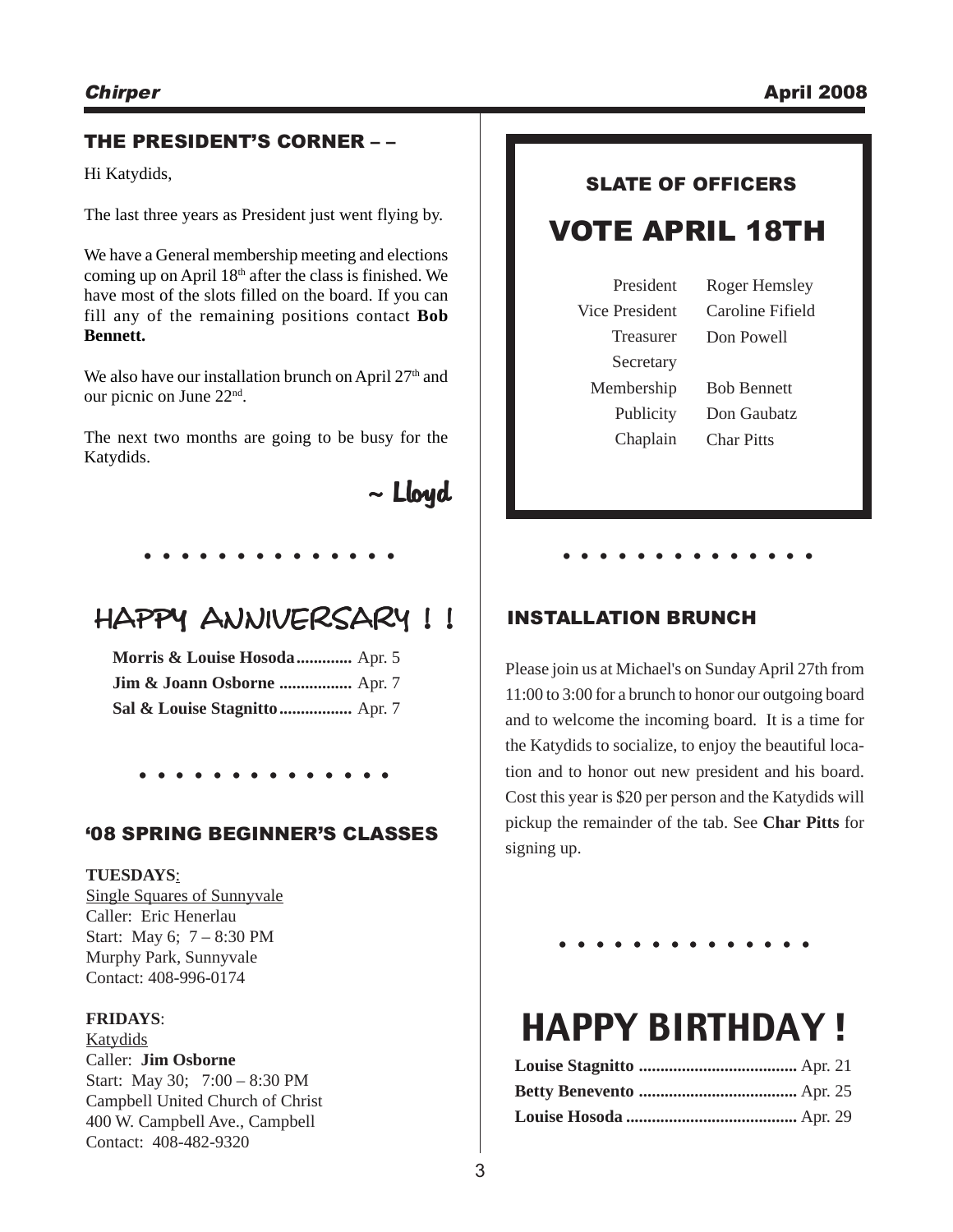## THE PRESIDENT'S CORNER – –

Hi Katydids,

The last three years as President just went flying by.

We have a General membership meeting and elections coming up on April 18th after the class is finished. We have most of the slots filled on the board. If you can fill any of the remaining positions contact **Bob Bennett.**

We also have our installation brunch on April 27th and our picnic on June 22nd.

The next two months are going to be busy for the Katydids.

~ Lloyd

• • • • • • • • • • • • • •

## HAPPY ANNIVERSARY ! !

**Morris & Louise Hosoda............** Apr. 5
**Jim & Joann Osborne .................** Apr. 7
**Sal & Louise Stagnitto.................** Apr. 7

• • • • • • • • • • • • • •

## '08 SPRING BEGINNER'S CLASSES

**TUESDAYS**:
Single Squares of Sunnyvale
Caller: Eric Henerlau
Start: May 6; 7 – 8:30 PM
Murphy Park, Sunnyvale
Contact: 408-996-0174

**FRIDAYS**:
Katydids
Caller: **Jim Osborne**
Start: May 30; 7:00 – 8:30 PM
Campbell United Church of Christ
400 W. Campbell Ave., Campbell
Contact: 408-482-9320

### SLATE OF OFFICERS

## VOTE APRIL 18TH

| Office | Name |
|---|---|
| President | Roger Hemsley |
| Vice President | Caroline Fifield |
| Treasurer | Don Powell |
| Secretary | |
| Membership | Bob Bennett |
| Publicity | Don Gaubatz |
| Chaplain | Char Pitts |

• • • • • • • • • • • • • •

## INSTALLATION BRUNCH

Please join us at Michael's on Sunday April 27th from 11:00 to 3:00 for a brunch to honor our outgoing board and to welcome the incoming board. It is a time for the Katydids to socialize, to enjoy the beautiful location and to honor out new president and his board. Cost this year is $20 per person and the Katydids will pickup the remainder of the tab. See **Char Pitts** for signing up.

• • • • • • • • • • • • • •

## HAPPY BIRTHDAY !

**Louise Stagnitto .....................................** Apr. 21
**Betty Benevento .....................................** Apr. 25
**Louise Hosoda ........................................** Apr. 29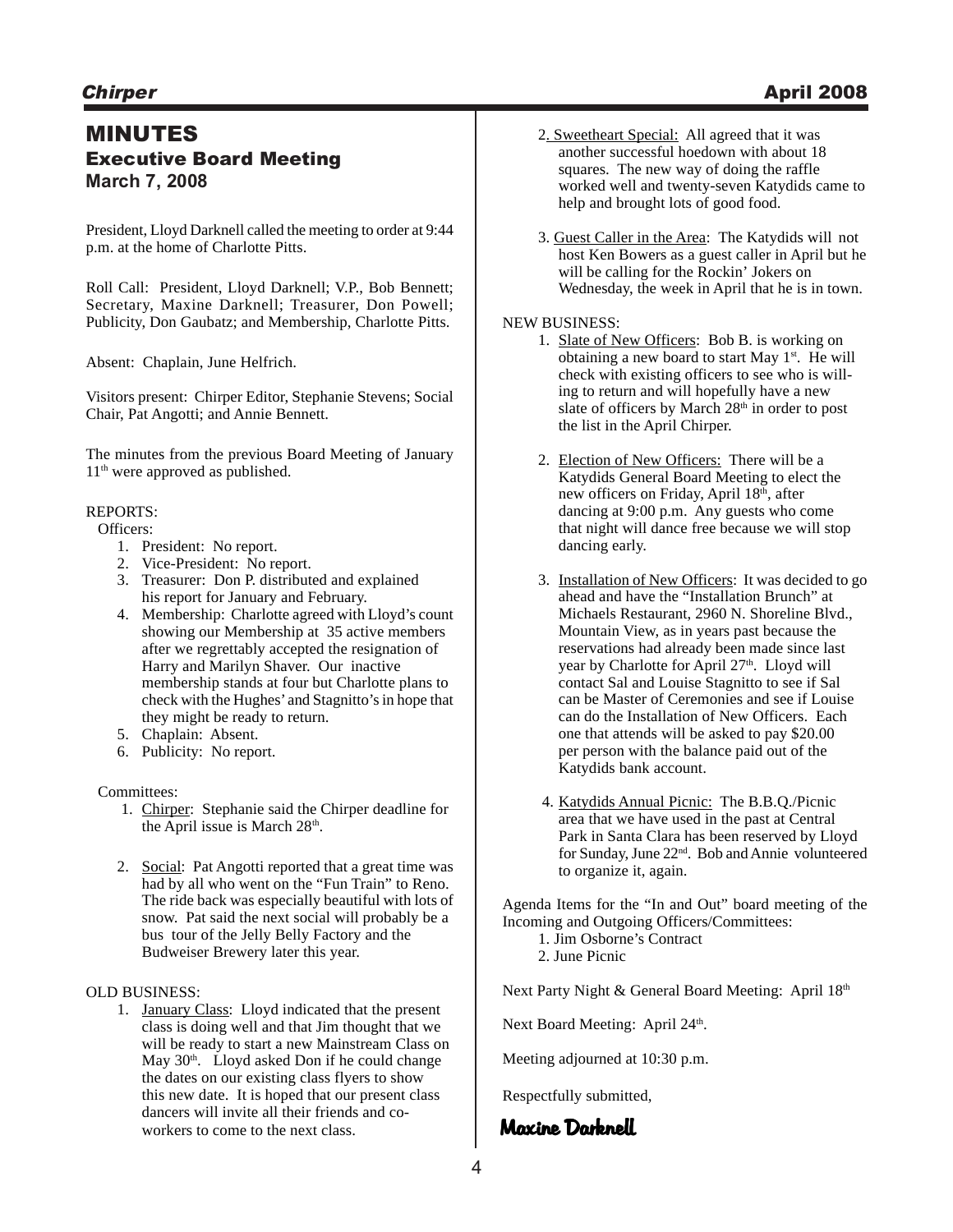# MINUTES

## Executive Board Meeting

### March 7, 2008

President, Lloyd Darknell called the meeting to order at 9:44 p.m. at the home of Charlotte Pitts.

Roll Call: President, Lloyd Darknell; V.P., Bob Bennett; Secretary, Maxine Darknell; Treasurer, Don Powell; Publicity, Don Gaubatz; and Membership, Charlotte Pitts.

Absent: Chaplain, June Helfrich.

Visitors present: Chirper Editor, Stephanie Stevens; Social Chair, Pat Angotti; and Annie Bennett.

The minutes from the previous Board Meeting of January 11th were approved as published.

REPORTS:

Officers:

1. President: No report.
2. Vice-President: No report.
3. Treasurer: Don P. distributed and explained his report for January and February.
4. Membership: Charlotte agreed with Lloyd's count showing our Membership at 35 active members after we regrettably accepted the resignation of Harry and Marilyn Shaver. Our inactive membership stands at four but Charlotte plans to check with the Hughes' and Stagnitto's in hope that they might be ready to return.
5. Chaplain: Absent.
6. Publicity: No report.

Committees:

1. Chirper: Stephanie said the Chirper deadline for the April issue is March 28th.
2. Social: Pat Angotti reported that a great time was had by all who went on the "Fun Train" to Reno. The ride back was especially beautiful with lots of snow. Pat said the next social will probably be a bus tour of the Jelly Belly Factory and the Budweiser Brewery later this year.

OLD BUSINESS:

1. January Class: Lloyd indicated that the present class is doing well and that Jim thought that we will be ready to start a new Mainstream Class on May 30th. Lloyd asked Don if he could change the dates on our existing class flyers to show this new date. It is hoped that our present class dancers will invite all their friends and co-workers to come to the next class.
2. Sweetheart Special: All agreed that it was another successful hoedown with about 18 squares. The new way of doing the raffle worked well and twenty-seven Katydids came to help and brought lots of good food.
3. Guest Caller in the Area: The Katydids will not host Ken Bowers as a guest caller in April but he will be calling for the Rockin' Jokers on Wednesday, the week in April that he is in town.

NEW BUSINESS:

1. Slate of New Officers: Bob B. is working on obtaining a new board to start May 1st. He will check with existing officers to see who is willing to return and will hopefully have a new slate of officers by March 28th in order to post the list in the April Chirper.
2. Election of New Officers: There will be a Katydids General Board Meeting to elect the new officers on Friday, April 18th, after dancing at 9:00 p.m. Any guests who come that night will dance free because we will stop dancing early.
3. Installation of New Officers: It was decided to go ahead and have the "Installation Brunch" at Michaels Restaurant, 2960 N. Shoreline Blvd., Mountain View, as in years past because the reservations had already been made since last year by Charlotte for April 27th. Lloyd will contact Sal and Louise Stagnitto to see if Sal can be Master of Ceremonies and see if Louise can do the Installation of New Officers. Each one that attends will be asked to pay $20.00 per person with the balance paid out of the Katydids bank account.
4. Katydids Annual Picnic: The B.B.Q./Picnic area that we have used in the past at Central Park in Santa Clara has been reserved by Lloyd for Sunday, June 22nd. Bob and Annie volunteered to organize it, again.

Agenda Items for the "In and Out" board meeting of the Incoming and Outgoing Officers/Committees:

1. Jim Osborne's Contract
2. June Picnic

Next Party Night & General Board Meeting: April 18th

Next Board Meeting: April 24th.

Meeting adjourned at 10:30 p.m.

Respectfully submitted,

*Maxine Darknell*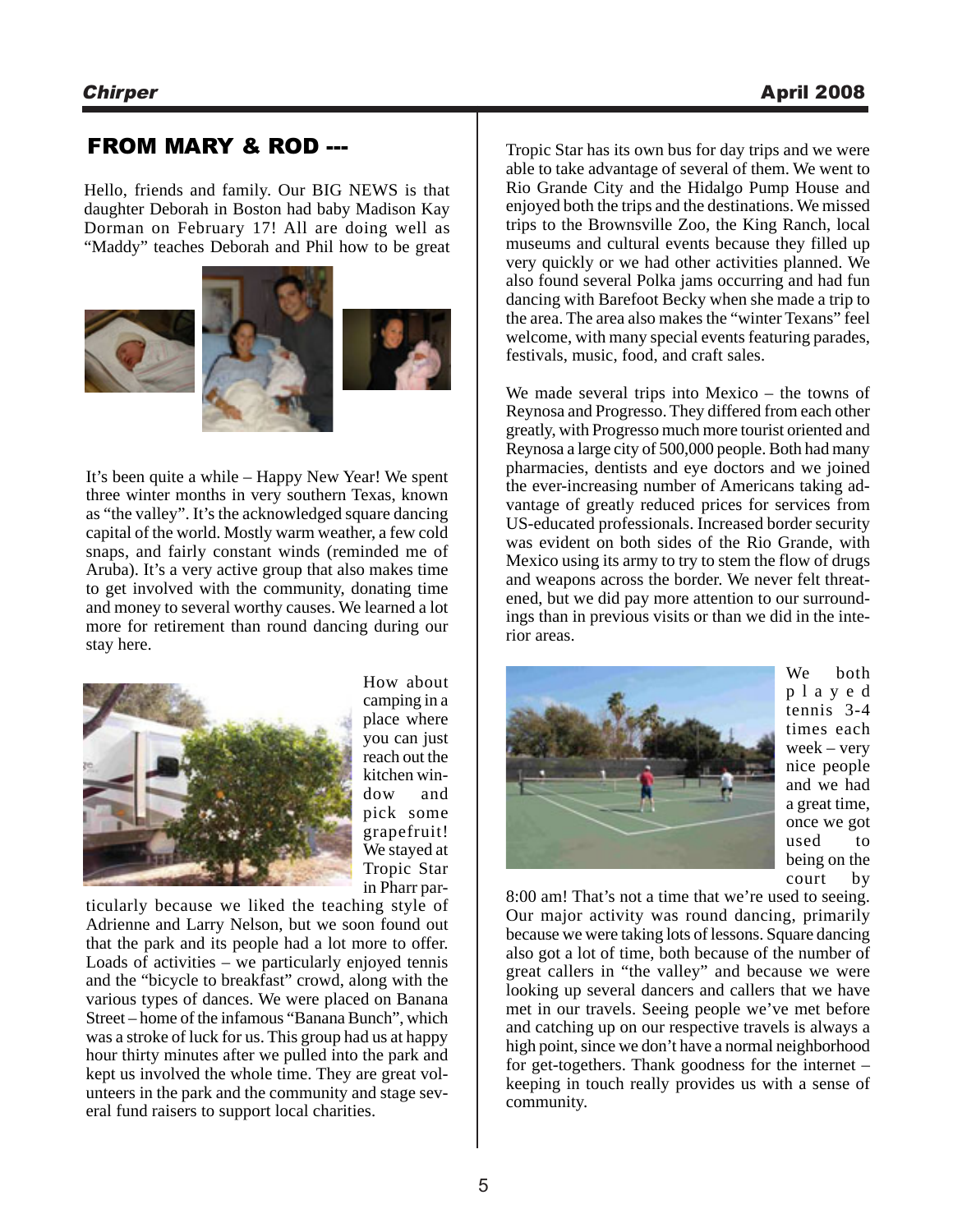## FROM MARY & ROD ---

Hello, friends and family. Our BIG NEWS is that daughter Deborah in Boston had baby Madison Kay Dorman on February 17! All are doing well as "Maddy" teaches Deborah and Phil how to be great

It's been quite a while – Happy New Year! We spent three winter months in very southern Texas, known as "the valley". It's the acknowledged square dancing capital of the world. Mostly warm weather, a few cold snaps, and fairly constant winds (reminded me of Aruba). It's a very active group that also makes time to get involved with the community, donating time and money to several worthy causes. We learned a lot more for retirement than round dancing during our stay here.

How about camping in a place where you can just reach out the kitchen window and pick some grapefruit! We stayed at Tropic Star in Pharr particularly because we liked the teaching style of Adrienne and Larry Nelson, but we soon found out that the park and its people had a lot more to offer. Loads of activities – we particularly enjoyed tennis and the "bicycle to breakfast" crowd, along with the various types of dances. We were placed on Banana Street – home of the infamous "Banana Bunch", which was a stroke of luck for us. This group had us at happy hour thirty minutes after we pulled into the park and kept us involved the whole time. They are great volunteers in the park and the community and stage several fund raisers to support local charities.

Tropic Star has its own bus for day trips and we were able to take advantage of several of them. We went to Rio Grande City and the Hidalgo Pump House and enjoyed both the trips and the destinations. We missed trips to the Brownsville Zoo, the King Ranch, local museums and cultural events because they filled up very quickly or we had other activities planned. We also found several Polka jams occurring and had fun dancing with Barefoot Becky when she made a trip to the area. The area also makes the "winter Texans" feel welcome, with many special events featuring parades, festivals, music, food, and craft sales.

We made several trips into Mexico – the towns of Reynosa and Progresso. They differed from each other greatly, with Progresso much more tourist oriented and Reynosa a large city of 500,000 people. Both had many pharmacies, dentists and eye doctors and we joined the ever-increasing number of Americans taking advantage of greatly reduced prices for services from US-educated professionals. Increased border security was evident on both sides of the Rio Grande, with Mexico using its army to try to stem the flow of drugs and weapons across the border. We never felt threatened, but we did pay more attention to our surroundings than in previous visits or than we did in the interior areas.

We both played tennis 3-4 times each week – very nice people and we had a great time, once we got used to being on the court by 8:00 am! That's not a time that we're used to seeing. Our major activity was round dancing, primarily because we were taking lots of lessons. Square dancing also got a lot of time, both because of the number of great callers in "the valley" and because we were looking up several dancers and callers that we have met in our travels. Seeing people we've met before and catching up on our respective travels is always a high point, since we don't have a normal neighborhood for get-togethers. Thank goodness for the internet – keeping in touch really provides us with a sense of community.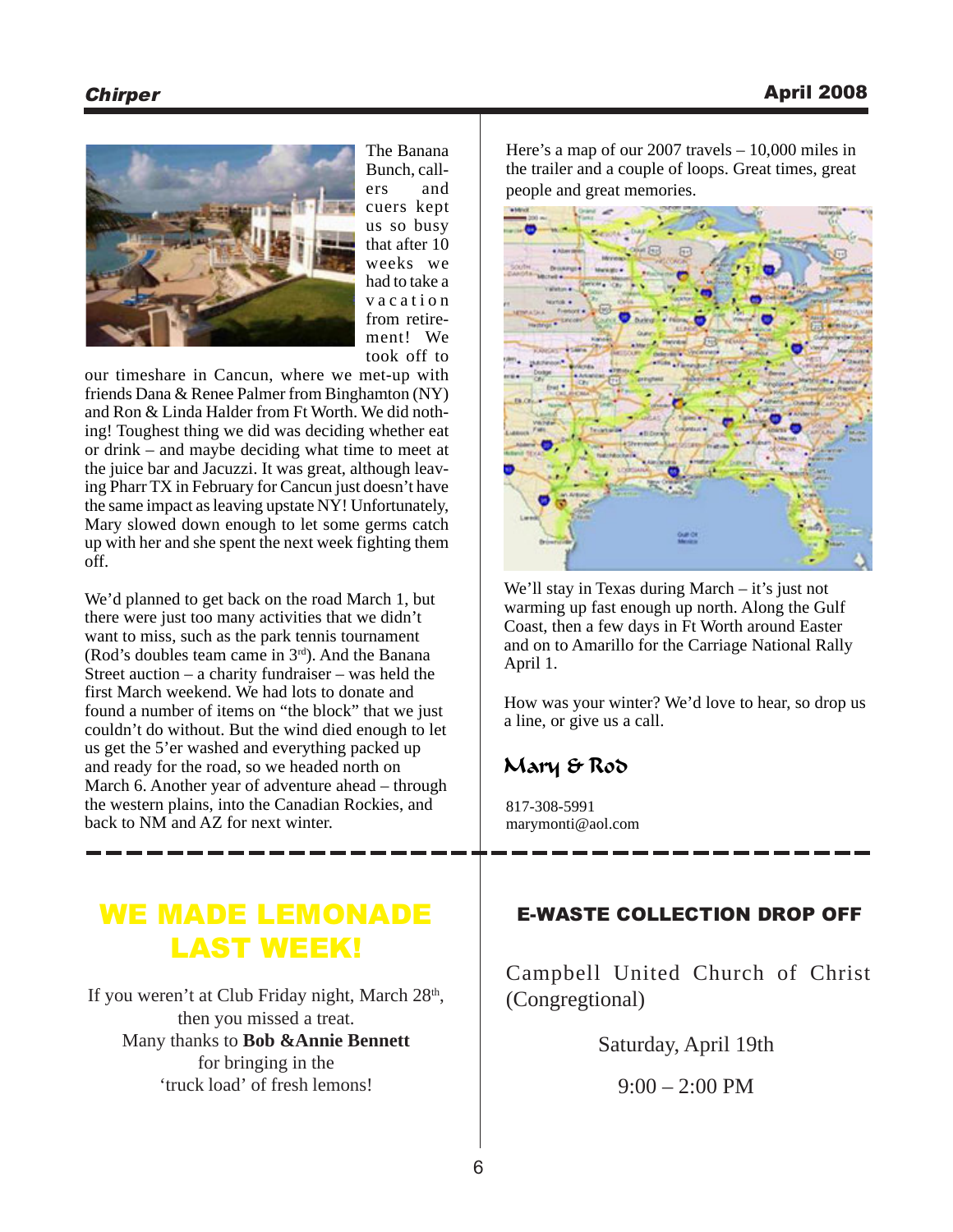The Banana Bunch, callers and cuers kept us so busy that after 10 weeks we had to take a vacation from retirement! We took off to our timeshare in Cancun, where we met-up with friends Dana & Renee Palmer from Binghamton (NY) and Ron & Linda Halder from Ft Worth. We did nothing! Toughest thing we did was deciding whether eat or drink – and maybe deciding what time to meet at the juice bar and Jacuzzi. It was great, although leaving Pharr TX in February for Cancun just doesn't have the same impact as leaving upstate NY! Unfortunately, Mary slowed down enough to let some germs catch up with her and she spent the next week fighting them off.

We'd planned to get back on the road March 1, but there were just too many activities that we didn't want to miss, such as the park tennis tournament (Rod's doubles team came in 3rd). And the Banana Street auction – a charity fundraiser – was held the first March weekend. We had lots to donate and found a number of items on "the block" that we just couldn't do without. But the wind died enough to let us get the 5'er washed and everything packed up and ready for the road, so we headed north on March 6. Another year of adventure ahead – through the western plains, into the Canadian Rockies, and back to NM and AZ for next winter.

Here's a map of our 2007 travels – 10,000 miles in the trailer and a couple of loops. Great times, great people and great memories.

We'll stay in Texas during March – it's just not warming up fast enough up north. Along the Gulf Coast, then a few days in Ft Worth around Easter and on to Amarillo for the Carriage National Rally April 1.

How was your winter? We'd love to hear, so drop us a line, or give us a call.

*Mary & Rod*

817-308-5991
marymonti@aol.com

---

## WE MADE LEMONADE LAST WEEK!

If you weren't at Club Friday night, March 28th, then you missed a treat.
Many thanks to **Bob &Annie Bennett** for bringing in the 'truck load' of fresh lemons!

## E-WASTE COLLECTION DROP OFF

Campbell United Church of Christ (Congregtional)

Saturday, April 19th

9:00 – 2:00 PM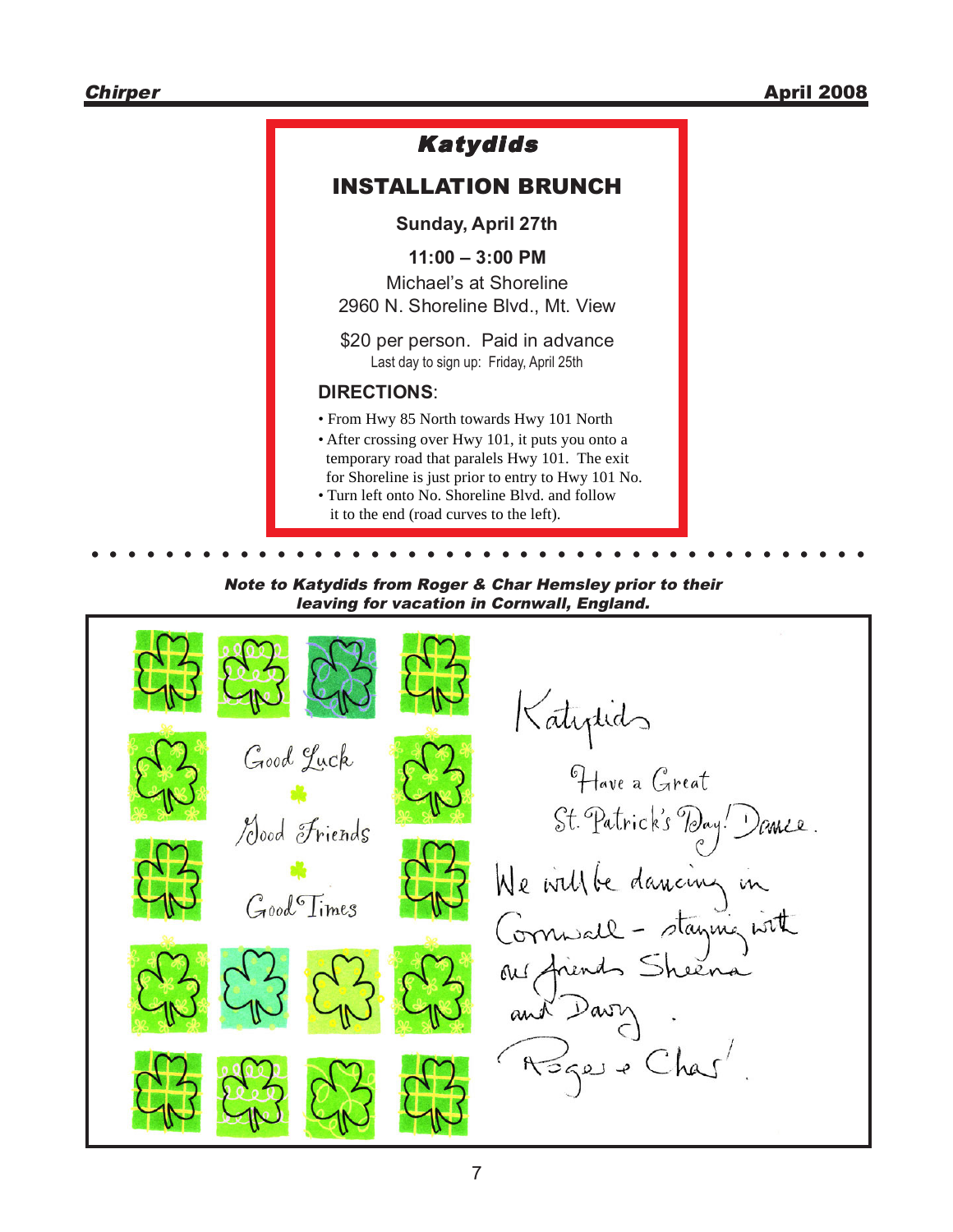## Katydids

### INSTALLATION BRUNCH

**Sunday, April 27th**

**11:00 – 3:00 PM**

Michael's at Shoreline
2960 N. Shoreline Blvd., Mt. View

$20 per person. Paid in advance
Last day to sign up: Friday, April 25th

**DIRECTIONS**:

- From Hwy 85 North towards Hwy 101 North
- After crossing over Hwy 101, it puts you onto a temporary road that paralels Hwy 101. The exit for Shoreline is just prior to entry to Hwy 101 No.
- Turn left onto No. Shoreline Blvd. and follow it to the end (road curves to the left).

***Note to Katydids from Roger & Char Hemsley prior to their leaving for vacation in Cornwall, England.***

Good Luck

Good Friends

Good Times

Katydids

Have a Great St. Patrick's Day! Dance.

We will be dancing in Cornwall - staying with our friends Sheena and Davy.

Roger & Char!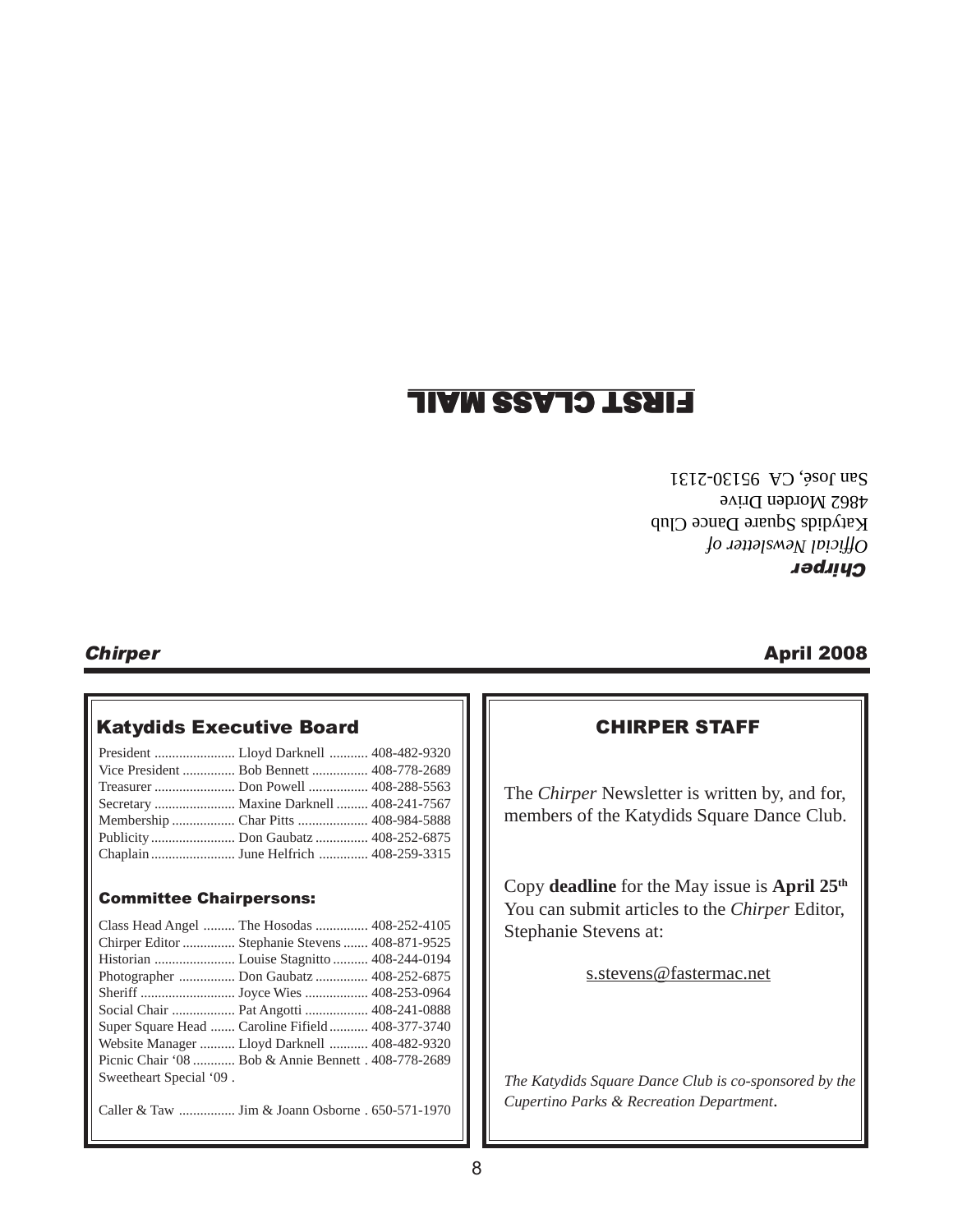FIRST CLASS MAIL

***Chirper***
*Official Newsletter of*
Katydids Square Dance Club
4862 Morden Drive
San José, CA 95130-2131

## Katydids Executive Board

| | | |
|---|---|---|
| President | Lloyd Darknell | 408-482-9320 |
| Vice President | Bob Bennett | 408-778-2689 |
| Treasurer | Don Powell | 408-288-5563 |
| Secretary | Maxine Darknell | 408-241-7567 |
| Membership | Char Pitts | 408-984-5888 |
| Publicity | Don Gaubatz | 408-252-6875 |
| Chaplain | June Helfrich | 408-259-3315 |

### Committee Chairpersons:

| | | |
|---|---|---|
| Class Head Angel | The Hosodas | 408-252-4105 |
| Chirper Editor | Stephanie Stevens | 408-871-9525 |
| Historian | Louise Stagnitto | 408-244-0194 |
| Photographer | Don Gaubatz | 408-252-6875 |
| Sheriff | Joyce Wies | 408-253-0964 |
| Social Chair | Pat Angotti | 408-241-0888 |
| Super Square Head | Caroline Fifield | 408-377-3740 |
| Website Manager | Lloyd Darknell | 408-482-9320 |
| Picnic Chair '08 | Bob & Annie Bennett | 408-778-2689 |
| Sweetheart Special '09 | | |
| Caller & Taw | Jim & Joann Osborne | 650-571-1970 |

## CHIRPER STAFF

The *Chirper* Newsletter is written by, and for, members of the Katydids Square Dance Club.

Copy **deadline** for the May issue is **April 25th** You can submit articles to the *Chirper* Editor, Stephanie Stevens at:

s.stevens@fastermac.net

*The Katydids Square Dance Club is co-sponsored by the Cupertino Parks & Recreation Department*.